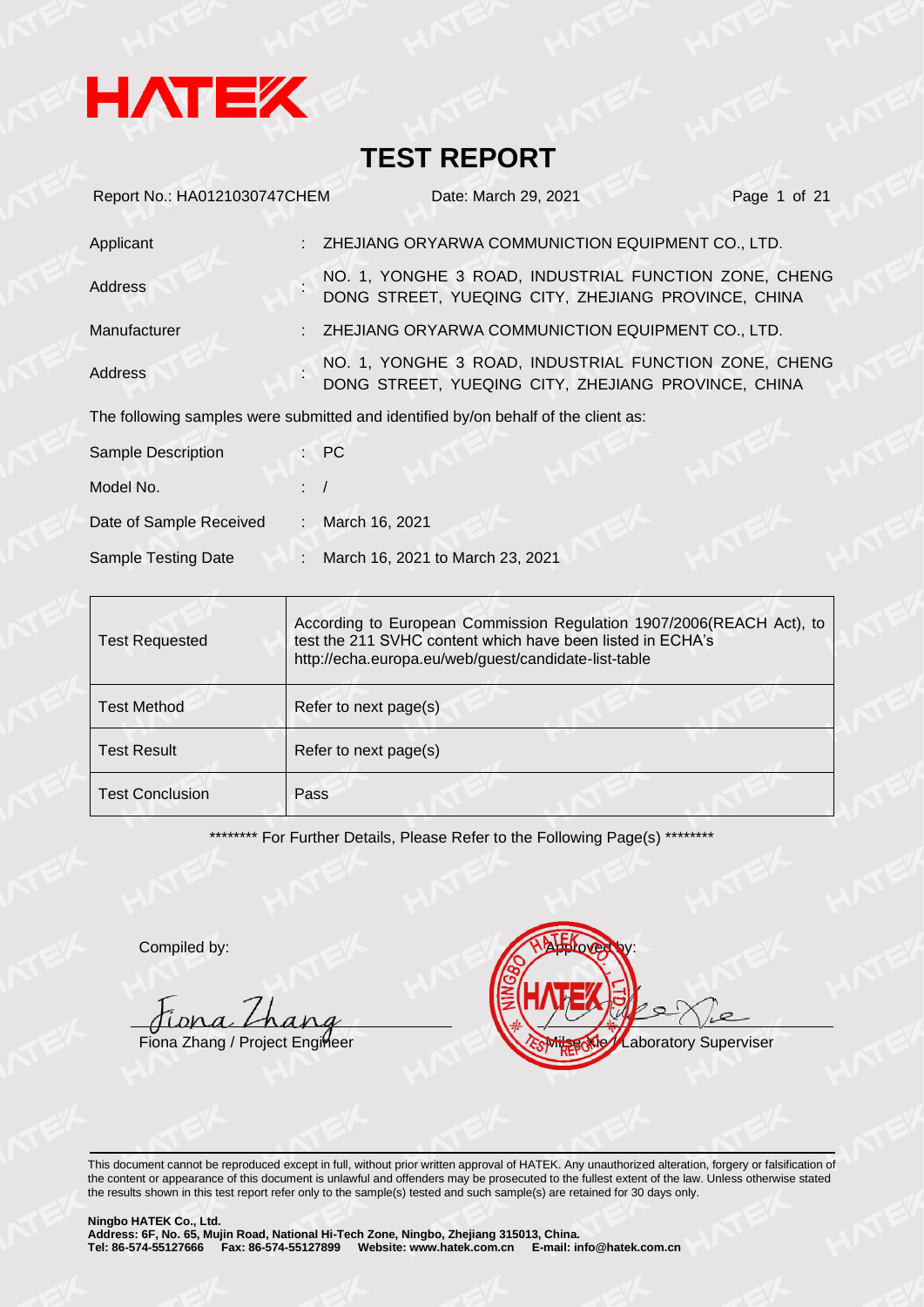# HATEK

# TEST REPORT

Report No.: HA0121030747CHEM Date: March 29, 2021

| | | |
|---|---|---|
| Applicant | : | ZHEJIANG ORYARWA COMMUNICTION EQUIPMENT CO., LTD. |
| Address | : | NO. 1, YONGHE 3 ROAD, INDUSTRIAL FUNCTION ZONE, CHENG DONG STREET, YUEQING CITY, ZHEJIANG PROVINCE, CHINA |
| Manufacturer | : | ZHEJIANG ORYARWA COMMUNICTION EQUIPMENT CO., LTD. |
| Address | : | NO. 1, YONGHE 3 ROAD, INDUSTRIAL FUNCTION ZONE, CHENG DONG STREET, YUEQING CITY, ZHEJIANG PROVINCE, CHINA |

The following samples were submitted and identified by/on behalf of the client as:

| | | |
|---|---|---|
| Sample Description | : | PC |
| Model No. | : | / |
| Date of Sample Received | : | March 16, 2021 |
| Sample Testing Date | : | March 16, 2021 to March 23, 2021 |

| | |
|---|---|
| Test Requested | According to European Commission Regulation 1907/2006(REACH Act), to test the 211 SVHC content which have been listed in ECHA's http://echa.europa.eu/web/guest/candidate-list-table |
| Test Method | Refer to next page(s) |
| Test Result | Refer to next page(s) |
| Test Conclusion | Pass |

******** For Further Details, Please Refer to the Following Page(s) ********

Compiled by:

Fiona Zhang / Project Engineer

Approved by:

Milson Xie / Laboratory Superviser

This document cannot be reproduced except in full, without prior written approval of HATEK. Any unauthorized alteration, forgery or falsification of the content or appearance of this document is unlawful and offenders may be prosecuted to the fullest extent of the law. Unless otherwise stated the results shown in this test report refer only to the sample(s) tested and such sample(s) are retained for 30 days only.

**Ningbo HATEK Co., Ltd.**
**Address: 6F, No. 65, Mujin Road, National Hi-Tech Zone, Ningbo, Zhejiang 315013, China.**
**Tel: 86-574-55127666 Fax: 86-574-55127899 Website: www.hatek.com.cn E-mail: info@hatek.com.cn**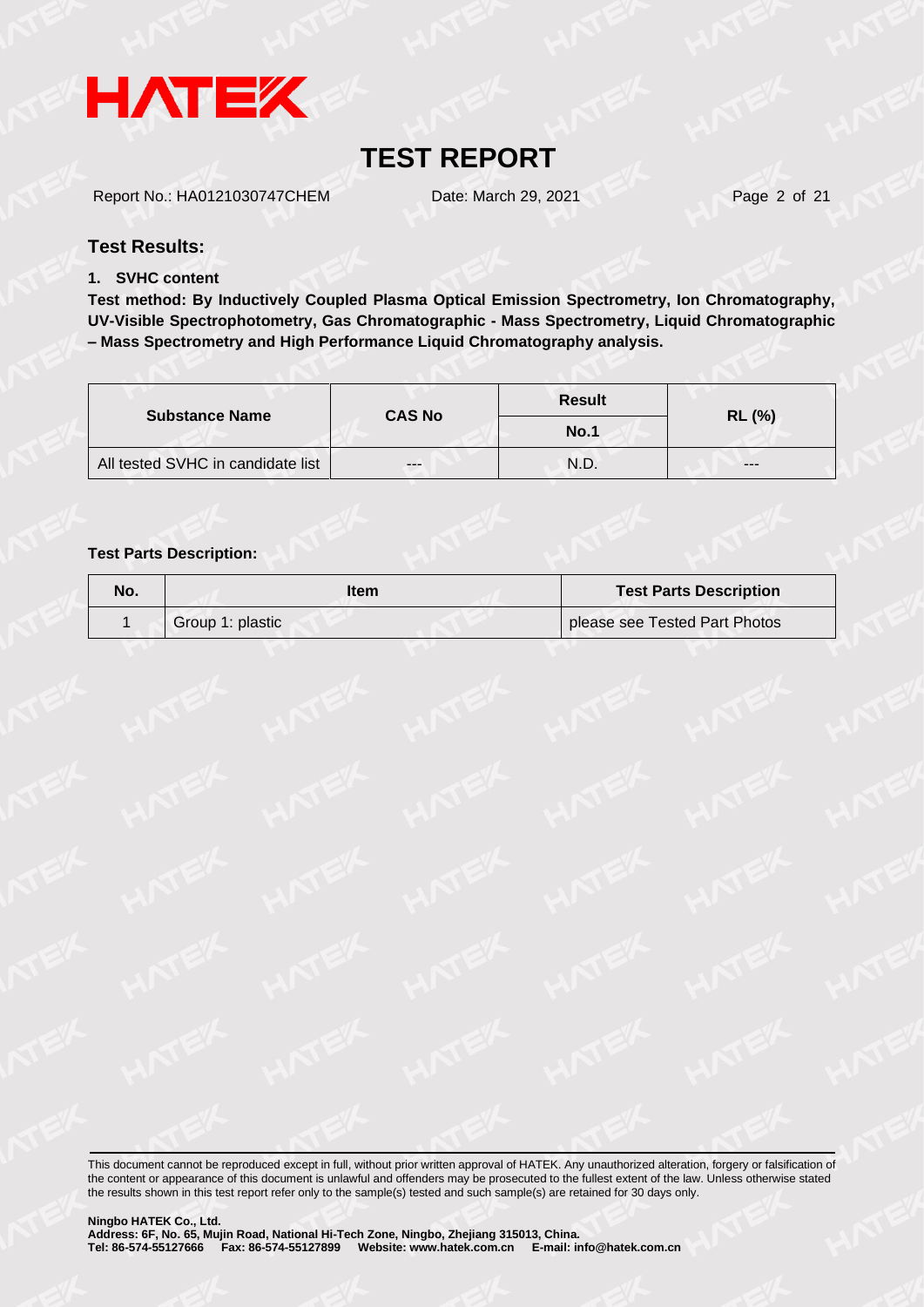## Test Results:

**1. SVHC content**

**Test method: By Inductively Coupled Plasma Optical Emission Spectrometry, Ion Chromatography, UV-Visible Spectrophotometry, Gas Chromatographic - Mass Spectrometry, Liquid Chromatographic – Mass Spectrometry and High Performance Liquid Chromatography analysis.**

| Substance Name | CAS No | Result | RL (%) |
|---|---|---|---|
| | | No.1 | |
| All tested SVHC in candidate list | --- | N.D. | --- |

**Test Parts Description:**

| No. | Item | Test Parts Description |
|---|---|---|
| 1 | Group 1: plastic | please see Tested Part Photos |

This document cannot be reproduced except in full, without prior written approval of HATEK. Any unauthorized alteration, forgery or falsification of the content or appearance of this document is unlawful and offenders may be prosecuted to the fullest extent of the law. Unless otherwise stated the results shown in this test report refer only to the sample(s) tested and such sample(s) are retained for 30 days only.

**Ningbo HATEK Co., Ltd.**
**Address: 6F, No. 65, Mujin Road, National Hi-Tech Zone, Ningbo, Zhejiang 315013, China.**
**Tel: 86-574-55127666 Fax: 86-574-55127899 Website: www.hatek.com.cn E-mail: info@hatek.com.cn**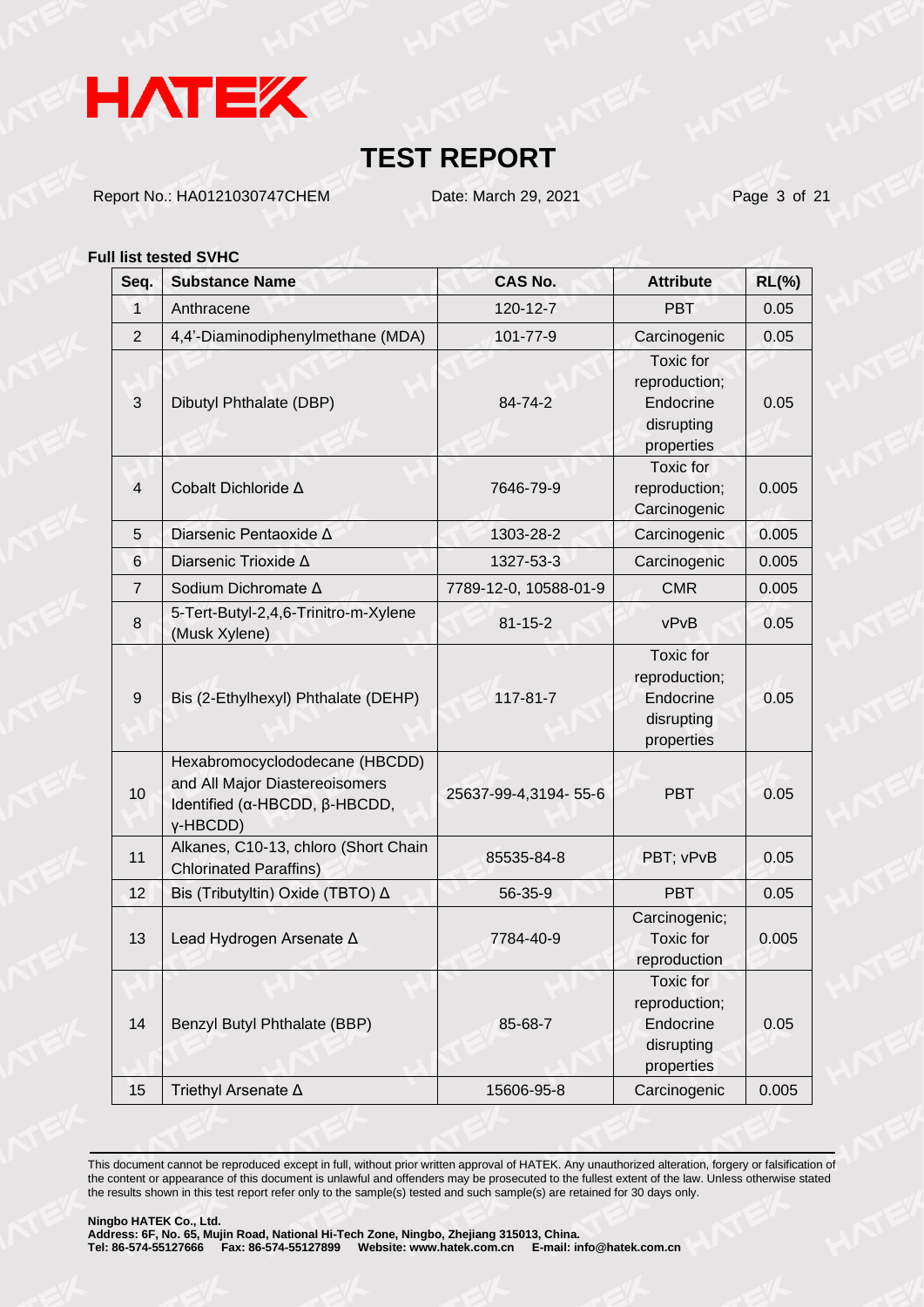**Full list tested SVHC**

| Seq. | Substance Name | CAS No. | Attribute | RL(%) |
|---|---|---|---|---|
| 1 | Anthracene | 120-12-7 | PBT | 0.05 |
| 2 | 4,4'-Diaminodiphenylmethane (MDA) | 101-77-9 | Carcinogenic | 0.05 |
| 3 | Dibutyl Phthalate (DBP) | 84-74-2 | Toxic for reproduction; Endocrine disrupting properties | 0.05 |
| 4 | Cobalt Dichloride Δ | 7646-79-9 | Toxic for reproduction; Carcinogenic | 0.005 |
| 5 | Diarsenic Pentaoxide Δ | 1303-28-2 | Carcinogenic | 0.005 |
| 6 | Diarsenic Trioxide Δ | 1327-53-3 | Carcinogenic | 0.005 |
| 7 | Sodium Dichromate Δ | 7789-12-0, 10588-01-9 | CMR | 0.005 |
| 8 | 5-Tert-Butyl-2,4,6-Trinitro-m-Xylene (Musk Xylene) | 81-15-2 | vPvB | 0.05 |
| 9 | Bis (2-Ethylhexyl) Phthalate (DEHP) | 117-81-7 | Toxic for reproduction; Endocrine disrupting properties | 0.05 |
| 10 | Hexabromocyclododecane (HBCDD) and All Major Diastereoisomers Identified (α-HBCDD, β-HBCDD, γ-HBCDD) | 25637-99-4,3194- 55-6 | PBT | 0.05 |
| 11 | Alkanes, C10-13, chloro (Short Chain Chlorinated Paraffins) | 85535-84-8 | PBT; vPvB | 0.05 |
| 12 | Bis (Tributyltin) Oxide (TBTO) Δ | 56-35-9 | PBT | 0.05 |
| 13 | Lead Hydrogen Arsenate Δ | 7784-40-9 | Carcinogenic; Toxic for reproduction | 0.005 |
| 14 | Benzyl Butyl Phthalate (BBP) | 85-68-7 | Toxic for reproduction; Endocrine disrupting properties | 0.05 |
| 15 | Triethyl Arsenate Δ | 15606-95-8 | Carcinogenic | 0.005 |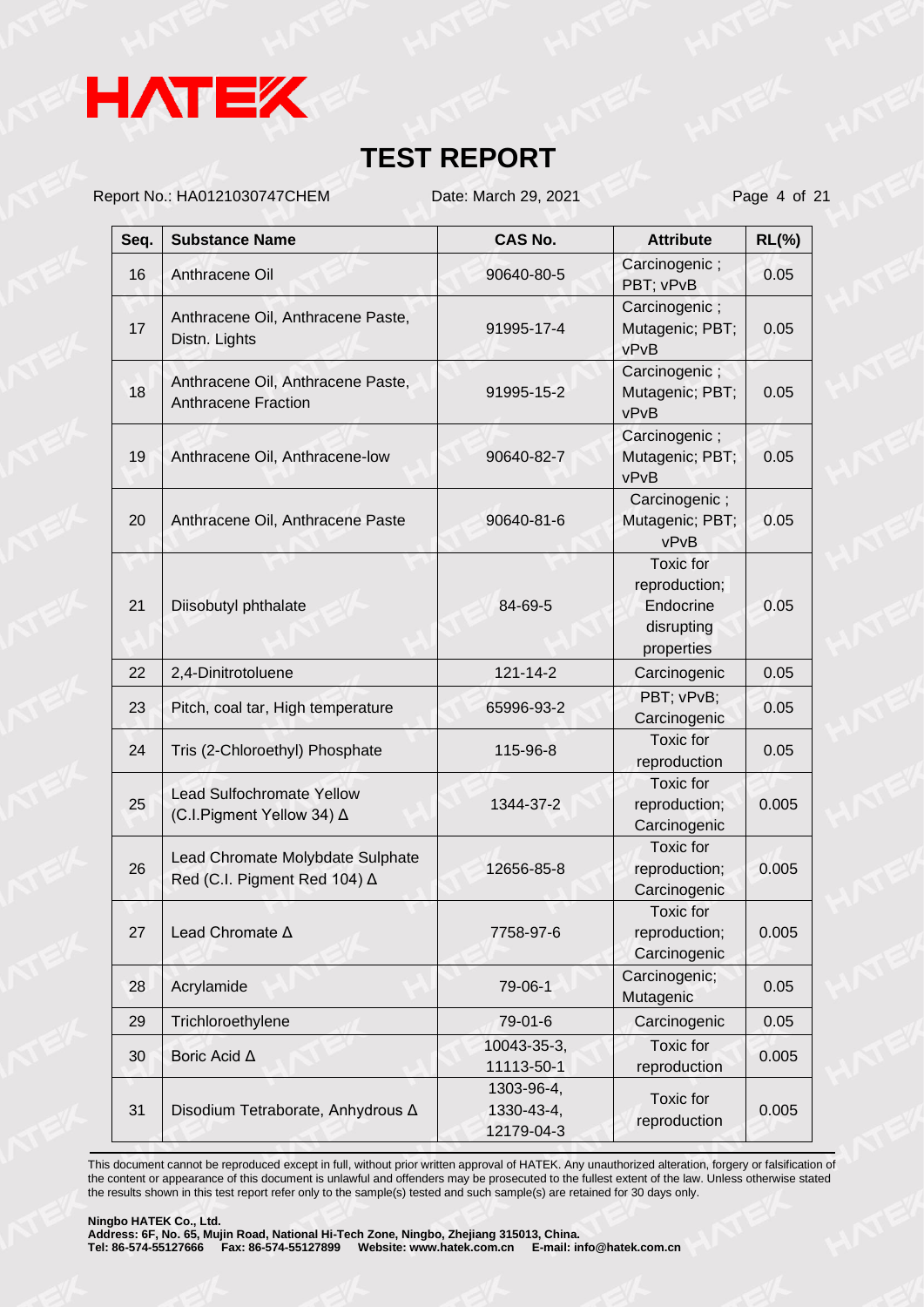# TEST REPORT

Report No.: HA0121030747CHEM Date: March 29, 2021

| Seq. | Substance Name | CAS No. | Attribute | RL(%) |
|---|---|---|---|---|
| 16 | Anthracene Oil | 90640-80-5 | Carcinogenic ; PBT; vPvB | 0.05 |
| 17 | Anthracene Oil, Anthracene Paste, Distn. Lights | 91995-17-4 | Carcinogenic ; Mutagenic; PBT; vPvB | 0.05 |
| 18 | Anthracene Oil, Anthracene Paste, Anthracene Fraction | 91995-15-2 | Carcinogenic ; Mutagenic; PBT; vPvB | 0.05 |
| 19 | Anthracene Oil, Anthracene-low | 90640-82-7 | Carcinogenic ; Mutagenic; PBT; vPvB | 0.05 |
| 20 | Anthracene Oil, Anthracene Paste | 90640-81-6 | Carcinogenic ; Mutagenic; PBT; vPvB | 0.05 |
| 21 | Diisobutyl phthalate | 84-69-5 | Toxic for reproduction; Endocrine disrupting properties | 0.05 |
| 22 | 2,4-Dinitrotoluene | 121-14-2 | Carcinogenic | 0.05 |
| 23 | Pitch, coal tar, High temperature | 65996-93-2 | PBT; vPvB; Carcinogenic | 0.05 |
| 24 | Tris (2-Chloroethyl) Phosphate | 115-96-8 | Toxic for reproduction | 0.05 |
| 25 | Lead Sulfochromate Yellow (C.I.Pigment Yellow 34) Δ | 1344-37-2 | Toxic for reproduction; Carcinogenic | 0.005 |
| 26 | Lead Chromate Molybdate Sulphate Red (C.I. Pigment Red 104) Δ | 12656-85-8 | Toxic for reproduction; Carcinogenic | 0.005 |
| 27 | Lead Chromate Δ | 7758-97-6 | Toxic for reproduction; Carcinogenic | 0.005 |
| 28 | Acrylamide | 79-06-1 | Carcinogenic; Mutagenic | 0.05 |
| 29 | Trichloroethylene | 79-01-6 | Carcinogenic | 0.05 |
| 30 | Boric Acid Δ | 10043-35-3, 11113-50-1 | Toxic for reproduction | 0.005 |
| 31 | Disodium Tetraborate, Anhydrous Δ | 1303-96-4, 1330-43-4, 12179-04-3 | Toxic for reproduction | 0.005 |

This document cannot be reproduced except in full, without prior written approval of HATEK. Any unauthorized alteration, forgery or falsification of the content or appearance of this document is unlawful and offenders may be prosecuted to the fullest extent of the law. Unless otherwise stated the results shown in this test report refer only to the sample(s) tested and such sample(s) are retained for 30 days only.

**Ningbo HATEK Co., Ltd.**
**Address: 6F, No. 65, Mujin Road, National Hi-Tech Zone, Ningbo, Zhejiang 315013, China.**
**Tel: 86-574-55127666 Fax: 86-574-55127899 Website: www.hatek.com.cn E-mail: info@hatek.com.cn**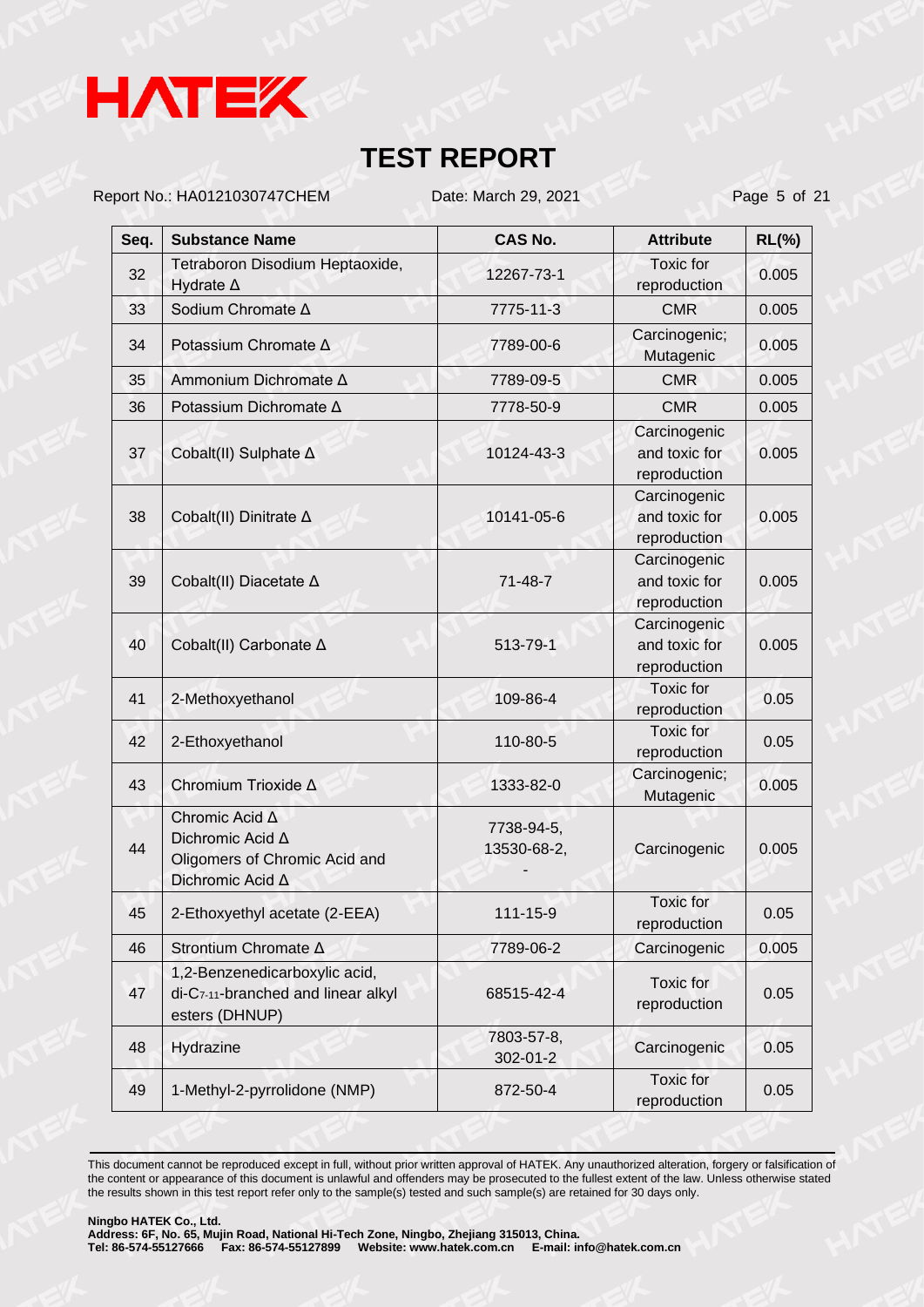| Seq. | Substance Name | CAS No. | Attribute | RL(%) |
|---|---|---|---|---|
| 32 | Tetraboron Disodium Heptaoxide, Hydrate Δ | 12267-73-1 | Toxic for reproduction | 0.005 |
| 33 | Sodium Chromate Δ | 7775-11-3 | CMR | 0.005 |
| 34 | Potassium Chromate Δ | 7789-00-6 | Carcinogenic; Mutagenic | 0.005 |
| 35 | Ammonium Dichromate Δ | 7789-09-5 | CMR | 0.005 |
| 36 | Potassium Dichromate Δ | 7778-50-9 | CMR | 0.005 |
| 37 | Cobalt(II) Sulphate Δ | 10124-43-3 | Carcinogenic and toxic for reproduction | 0.005 |
| 38 | Cobalt(II) Dinitrate Δ | 10141-05-6 | Carcinogenic and toxic for reproduction | 0.005 |
| 39 | Cobalt(II) Diacetate Δ | 71-48-7 | Carcinogenic and toxic for reproduction | 0.005 |
| 40 | Cobalt(II) Carbonate Δ | 513-79-1 | Carcinogenic and toxic for reproduction | 0.005 |
| 41 | 2-Methoxyethanol | 109-86-4 | Toxic for reproduction | 0.05 |
| 42 | 2-Ethoxyethanol | 110-80-5 | Toxic for reproduction | 0.05 |
| 43 | Chromium Trioxide Δ | 1333-82-0 | Carcinogenic; Mutagenic | 0.005 |
| 44 | Chromic Acid Δ<br>Dichromic Acid Δ<br>Oligomers of Chromic Acid and Dichromic Acid Δ | 7738-94-5,<br>13530-68-2,<br>- | Carcinogenic | 0.005 |
| 45 | 2-Ethoxyethyl acetate (2-EEA) | 111-15-9 | Toxic for reproduction | 0.05 |
| 46 | Strontium Chromate Δ | 7789-06-2 | Carcinogenic | 0.005 |
| 47 | 1,2-Benzenedicarboxylic acid, di-$C_{7-11}$-branched and linear alkyl esters (DHNUP) | 68515-42-4 | Toxic for reproduction | 0.05 |
| 48 | Hydrazine | 7803-57-8,<br>302-01-2 | Carcinogenic | 0.05 |
| 49 | 1-Methyl-2-pyrrolidone (NMP) | 872-50-4 | Toxic for reproduction | 0.05 |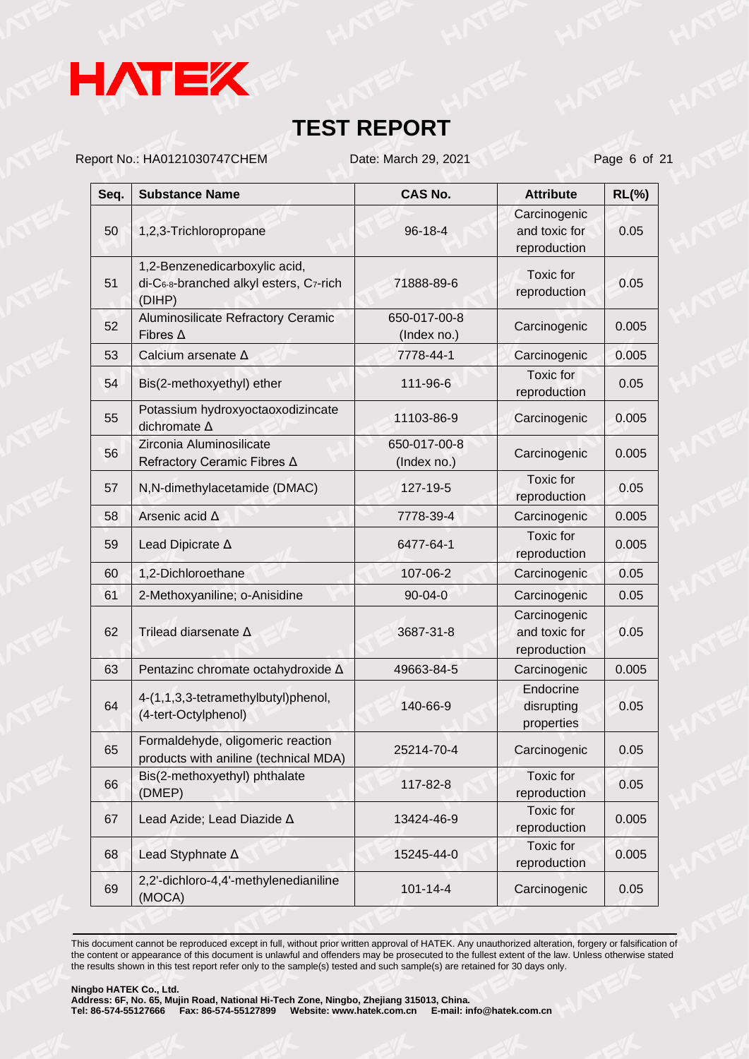# TEST REPORT

Report No.: HA0121030747CHEM　　Date: March 29, 2021

| Seq. | Substance Name | CAS No. | Attribute | RL(%) |
|---|---|---|---|---|
| 50 | 1,2,3-Trichloropropane | 96-18-4 | Carcinogenic and toxic for reproduction | 0.05 |
| 51 | 1,2-Benzenedicarboxylic acid, di-$C_{6-8}$-branched alkyl esters, $C_7$-rich (DIHP) | 71888-89-6 | Toxic for reproduction | 0.05 |
| 52 | Aluminosilicate Refractory Ceramic Fibres Δ | 650-017-00-8 (Index no.) | Carcinogenic | 0.005 |
| 53 | Calcium arsenate Δ | 7778-44-1 | Carcinogenic | 0.005 |
| 54 | Bis(2-methoxyethyl) ether | 111-96-6 | Toxic for reproduction | 0.05 |
| 55 | Potassium hydroxyoctaoxodizincate dichromate Δ | 11103-86-9 | Carcinogenic | 0.005 |
| 56 | Zirconia Aluminosilicate Refractory Ceramic Fibres Δ | 650-017-00-8 (Index no.) | Carcinogenic | 0.005 |
| 57 | N,N-dimethylacetamide (DMAC) | 127-19-5 | Toxic for reproduction | 0.05 |
| 58 | Arsenic acid Δ | 7778-39-4 | Carcinogenic | 0.005 |
| 59 | Lead Dipicrate Δ | 6477-64-1 | Toxic for reproduction | 0.005 |
| 60 | 1,2-Dichloroethane | 107-06-2 | Carcinogenic | 0.05 |
| 61 | 2-Methoxyaniline; o-Anisidine | 90-04-0 | Carcinogenic | 0.05 |
| 62 | Trilead diarsenate Δ | 3687-31-8 | Carcinogenic and toxic for reproduction | 0.05 |
| 63 | Pentazinc chromate octahydroxide Δ | 49663-84-5 | Carcinogenic | 0.005 |
| 64 | 4-(1,1,3,3-tetramethylbutyl)phenol, (4-tert-Octylphenol) | 140-66-9 | Endocrine disrupting properties | 0.05 |
| 65 | Formaldehyde, oligomeric reaction products with aniline (technical MDA) | 25214-70-4 | Carcinogenic | 0.05 |
| 66 | Bis(2-methoxyethyl) phthalate (DMEP) | 117-82-8 | Toxic for reproduction | 0.05 |
| 67 | Lead Azide; Lead Diazide Δ | 13424-46-9 | Toxic for reproduction | 0.005 |
| 68 | Lead Styphnate Δ | 15245-44-0 | Toxic for reproduction | 0.005 |
| 69 | 2,2'-dichloro-4,4'-methylenedianiline (MOCA) | 101-14-4 | Carcinogenic | 0.05 |

This document cannot be reproduced except in full, without prior written approval of HATEK. Any unauthorized alteration, forgery or falsification of the content or appearance of this document is unlawful and offenders may be prosecuted to the fullest extent of the law. Unless otherwise stated the results shown in this test report refer only to the sample(s) tested and such sample(s) are retained for 30 days only.

**Ningbo HATEK Co., Ltd.**
**Address: 6F, No. 65, Mujin Road, National Hi-Tech Zone, Ningbo, Zhejiang 315013, China.**
**Tel: 86-574-55127666　Fax: 86-574-55127899　Website: www.hatek.com.cn　E-mail: info@hatek.com.cn**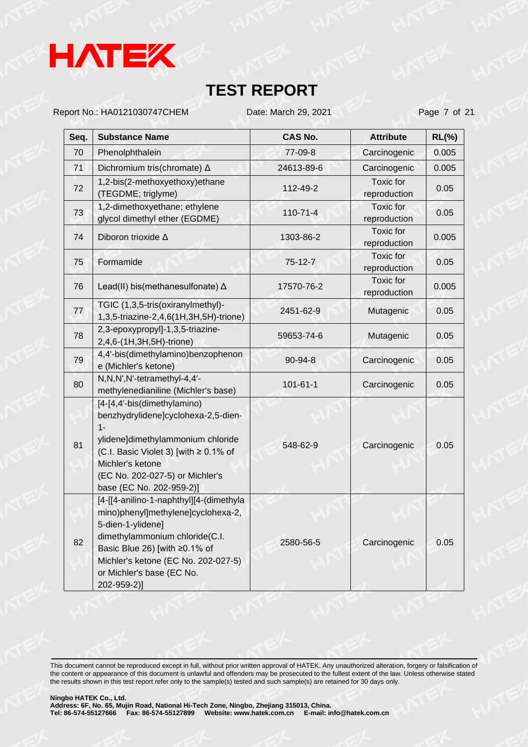| Seq. | Substance Name | CAS No. | Attribute | RL(%) |
|---|---|---|---|---|
| 70 | Phenolphthalein | 77-09-8 | Carcinogenic | 0.005 |
| 71 | Dichromium tris(chromate) Δ | 24613-89-6 | Carcinogenic | 0.005 |
| 72 | 1,2-bis(2-methoxyethoxy)ethane (TEGDME; triglyme) | 112-49-2 | Toxic for reproduction | 0.05 |
| 73 | 1,2-dimethoxyethane; ethylene glycol dimethyl ether (EGDME) | 110-71-4 | Toxic for reproduction | 0.05 |
| 74 | Diboron trioxide Δ | 1303-86-2 | Toxic for reproduction | 0.005 |
| 75 | Formamide | 75-12-7 | Toxic for reproduction | 0.05 |
| 76 | Lead(II) bis(methanesulfonate) Δ | 17570-76-2 | Toxic for reproduction | 0.005 |
| 77 | TGIC (1,3,5-tris(oxiranylmethyl)-1,3,5-triazine-2,4,6(1H,3H,5H)-trione) | 2451-62-9 | Mutagenic | 0.05 |
| 78 | 2,3-epoxypropyl]-1,3,5-triazine-2,4,6-(1H,3H,5H)-trione) | 59653-74-6 | Mutagenic | 0.05 |
| 79 | 4,4'-bis(dimethylamino)benzophenone (Michler's ketone) | 90-94-8 | Carcinogenic | 0.05 |
| 80 | N,N,N',N'-tetramethyl-4,4'-methylenedianiline (Michler's base) | 101-61-1 | Carcinogenic | 0.05 |
| 81 | [4-[4,4'-bis(dimethylamino) benzhydrylidene]cyclohexa-2,5-dien-1-ylidene]dimethylammonium chloride (C.I. Basic Violet 3) [with ≥ 0.1% of Michler's ketone (EC No. 202-027-5) or Michler's base (EC No. 202-959-2)] | 548-62-9 | Carcinogenic | 0.05 |
| 82 | [4-[[4-anilino-1-naphthyl][4-(dimethylamino)phenyl]methylene]cyclohexa-2,5-dien-1-ylidene] dimethylammonium chloride(C.I. Basic Blue 26) [with ≥0.1% of Michler's ketone (EC No. 202-027-5) or Michler's base (EC No. 202-959-2)] | 2580-56-5 | Carcinogenic | 0.05 |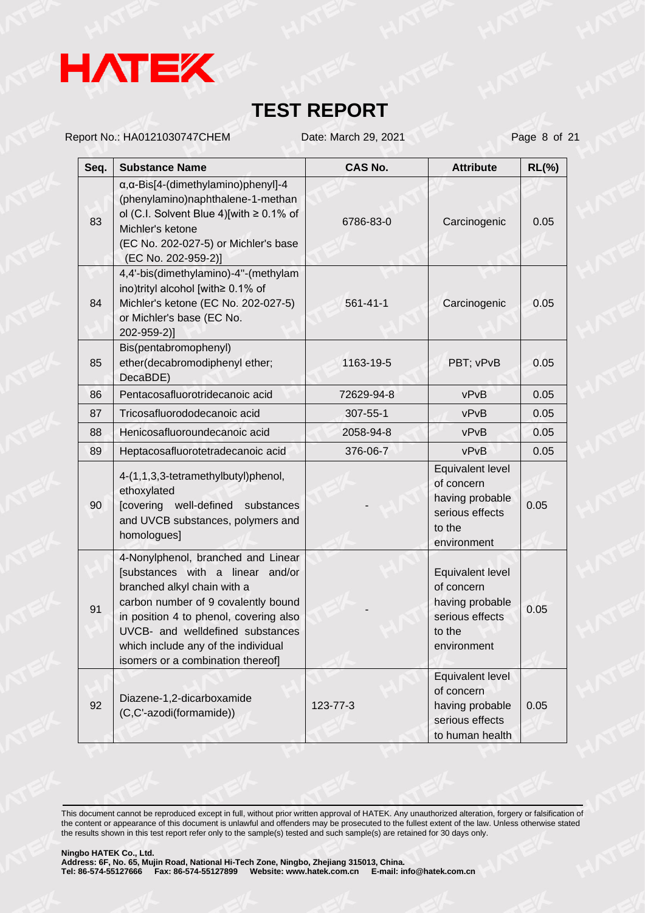# TEST REPORT

Report No.: HA0121030747CHEM Date: March 29, 2021

| Seq. | Substance Name | CAS No. | Attribute | RL(%) |
|---|---|---|---|---|
| 83 | α,α-Bis[4-(dimethylamino)phenyl]-4 (phenylamino)naphthalene-1-methanol (C.I. Solvent Blue 4)[with ≥ 0.1% of Michler's ketone (EC No. 202-027-5) or Michler's base (EC No. 202-959-2)] | 6786-83-0 | Carcinogenic | 0.05 |
| 84 | 4,4'-bis(dimethylamino)-4''-(methylamino)trityl alcohol [with≥ 0.1% of Michler's ketone (EC No. 202-027-5) or Michler's base (EC No. 202-959-2)] | 561-41-1 | Carcinogenic | 0.05 |
| 85 | Bis(pentabromophenyl) ether(decabromodiphenyl ether; DecaBDE) | 1163-19-5 | PBT; vPvB | 0.05 |
| 86 | Pentacosafluorotridecanoic acid | 72629-94-8 | vPvB | 0.05 |
| 87 | Tricosafluorododecanoic acid | 307-55-1 | vPvB | 0.05 |
| 88 | Henicosafluoroundecanoic acid | 2058-94-8 | vPvB | 0.05 |
| 89 | Heptacosafluorotetradecanoic acid | 376-06-7 | vPvB | 0.05 |
| 90 | 4-(1,1,3,3-tetramethylbutyl)phenol, ethoxylated [covering well-defined substances and UVCB substances, polymers and homologues] | - | Equivalent level of concern having probable serious effects to the environment | 0.05 |
| 91 | 4-Nonylphenol, branched and Linear [substances with a linear and/or branched alkyl chain with a carbon number of 9 covalently bound in position 4 to phenol, covering also UVCB- and welldefined substances which include any of the individual isomers or a combination thereof] | - | Equivalent level of concern having probable serious effects to the environment | 0.05 |
| 92 | Diazene-1,2-dicarboxamide (C,C'-azodi(formamide)) | 123-77-3 | Equivalent level of concern having probable serious effects to human health | 0.05 |

This document cannot be reproduced except in full, without prior written approval of HATEK. Any unauthorized alteration, forgery or falsification of the content or appearance of this document is unlawful and offenders may be prosecuted to the fullest extent of the law. Unless otherwise stated the results shown in this test report refer only to the sample(s) tested and such sample(s) are retained for 30 days only.

**Ningbo HATEK Co., Ltd.**
**Address: 6F, No. 65, Mujin Road, National Hi-Tech Zone, Ningbo, Zhejiang 315013, China.**
**Tel: 86-574-55127666 Fax: 86-574-55127899 Website: www.hatek.com.cn E-mail: info@hatek.com.cn**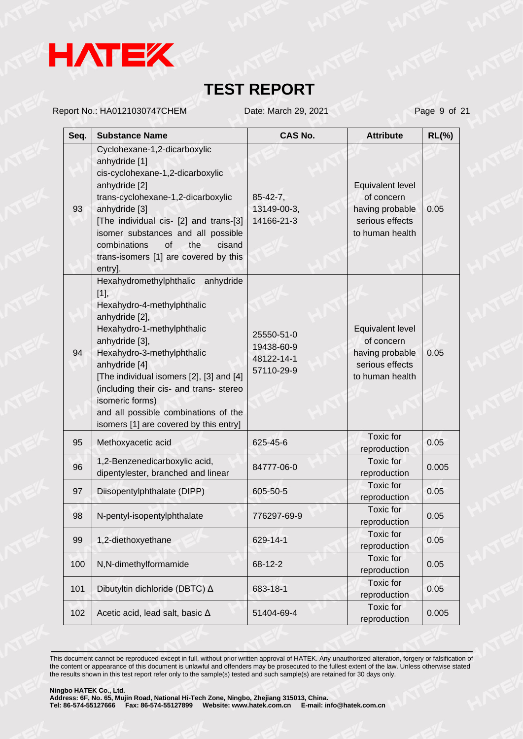| Seq. | Substance Name | CAS No. | Attribute | RL(%) |
|---|---|---|---|---|
| 93 | Cyclohexane-1,2-dicarboxylic anhydride [1] cis-cyclohexane-1,2-dicarboxylic anhydride [2] trans-cyclohexane-1,2-dicarboxylic anhydride [3] [The individual cis- [2] and trans-[3] isomer substances and all possible combinations of the cisand trans-isomers [1] are covered by this entry]. | 85-42-7, 13149-00-3, 14166-21-3 | Equivalent level of concern having probable serious effects to human health | 0.05 |
| 94 | Hexahydromethylphthalic anhydride [1], Hexahydro-4-methylphthalic anhydride [2], Hexahydro-1-methylphthalic anhydride [3], Hexahydro-3-methylphthalic anhydride [4] [The individual isomers [2], [3] and [4] (including their cis- and trans- stereo isomeric forms) and all possible combinations of the isomers [1] are covered by this entry] | 25550-51-0 19438-60-9 48122-14-1 57110-29-9 | Equivalent level of concern having probable serious effects to human health | 0.05 |
| 95 | Methoxyacetic acid | 625-45-6 | Toxic for reproduction | 0.05 |
| 96 | 1,2-Benzenedicarboxylic acid, dipentylester, branched and linear | 84777-06-0 | Toxic for reproduction | 0.005 |
| 97 | Diisopentylphthalate (DIPP) | 605-50-5 | Toxic for reproduction | 0.05 |
| 98 | N-pentyl-isopentylphthalate | 776297-69-9 | Toxic for reproduction | 0.05 |
| 99 | 1,2-diethoxyethane | 629-14-1 | Toxic for reproduction | 0.05 |
| 100 | N,N-dimethylformamide | 68-12-2 | Toxic for reproduction | 0.05 |
| 101 | Dibutyltin dichloride (DBTC) Δ | 683-18-1 | Toxic for reproduction | 0.05 |
| 102 | Acetic acid, lead salt, basic Δ | 51404-69-4 | Toxic for reproduction | 0.005 |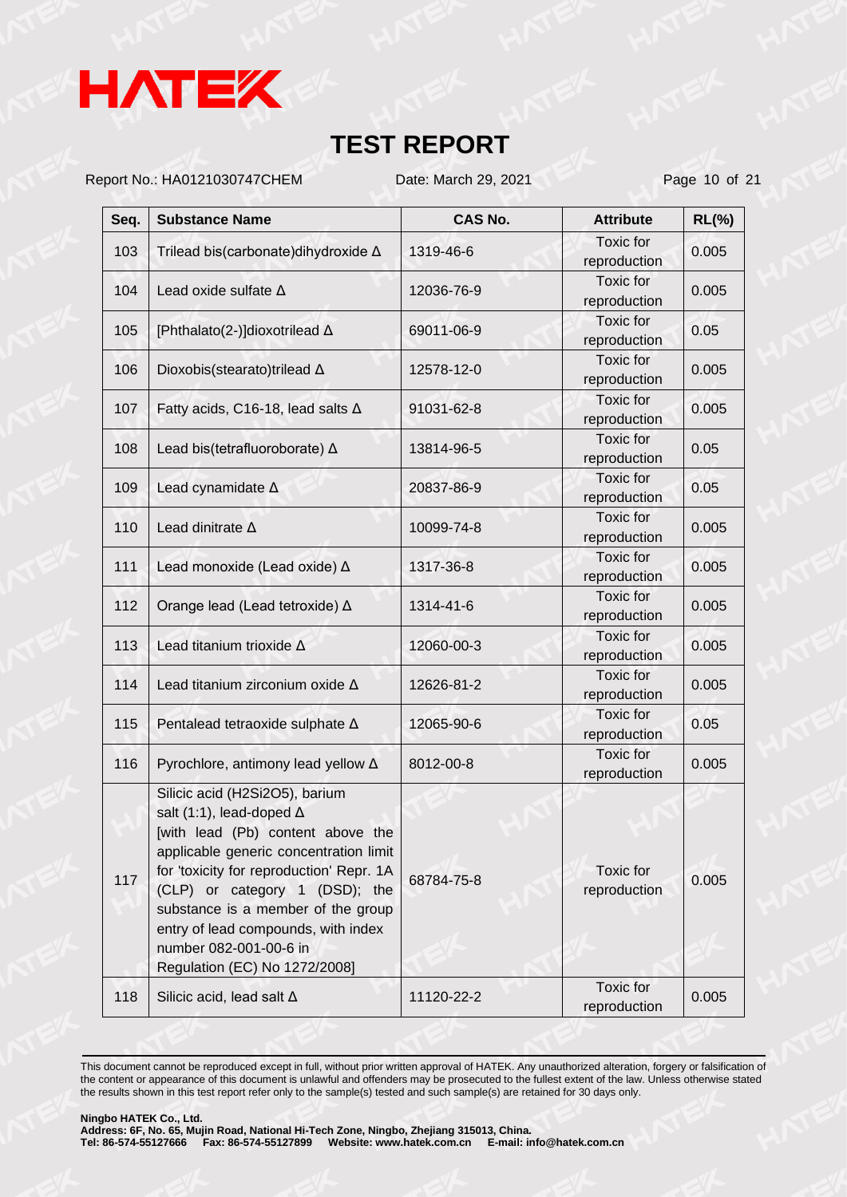# TEST REPORT

Report No.: HA0121030747CHEM Date: March 29, 2021

| Seq. | Substance Name | CAS No. | Attribute | RL(%) |
|---|---|---|---|---|
| 103 | Trilead bis(carbonate)dihydroxide Δ | 1319-46-6 | Toxic for reproduction | 0.005 |
| 104 | Lead oxide sulfate Δ | 12036-76-9 | Toxic for reproduction | 0.005 |
| 105 | [Phthalato(2-)]dioxotrilead Δ | 69011-06-9 | Toxic for reproduction | 0.05 |
| 106 | Dioxobis(stearato)trilead Δ | 12578-12-0 | Toxic for reproduction | 0.005 |
| 107 | Fatty acids, C16-18, lead salts Δ | 91031-62-8 | Toxic for reproduction | 0.005 |
| 108 | Lead bis(tetrafluoroborate) Δ | 13814-96-5 | Toxic for reproduction | 0.05 |
| 109 | Lead cynamidate Δ | 20837-86-9 | Toxic for reproduction | 0.05 |
| 110 | Lead dinitrate Δ | 10099-74-8 | Toxic for reproduction | 0.005 |
| 111 | Lead monoxide (Lead oxide) Δ | 1317-36-8 | Toxic for reproduction | 0.005 |
| 112 | Orange lead (Lead tetroxide) Δ | 1314-41-6 | Toxic for reproduction | 0.005 |
| 113 | Lead titanium trioxide Δ | 12060-00-3 | Toxic for reproduction | 0.005 |
| 114 | Lead titanium zirconium oxide Δ | 12626-81-2 | Toxic for reproduction | 0.005 |
| 115 | Pentalead tetraoxide sulphate Δ | 12065-90-6 | Toxic for reproduction | 0.05 |
| 116 | Pyrochlore, antimony lead yellow Δ | 8012-00-8 | Toxic for reproduction | 0.005 |
| 117 | Silicic acid (H2Si2O5), barium salt (1:1), lead-doped Δ [with lead (Pb) content above the applicable generic concentration limit for 'toxicity for reproduction' Repr. 1A (CLP) or category 1 (DSD); the substance is a member of the group entry of lead compounds, with index number 082-001-00-6 in Regulation (EC) No 1272/2008] | 68784-75-8 | Toxic for reproduction | 0.005 |
| 118 | Silicic acid, lead salt Δ | 11120-22-2 | Toxic for reproduction | 0.005 |

This document cannot be reproduced except in full, without prior written approval of HATEK. Any unauthorized alteration, forgery or falsification of the content or appearance of this document is unlawful and offenders may be prosecuted to the fullest extent of the law. Unless otherwise stated the results shown in this test report refer only to the sample(s) tested and such sample(s) are retained for 30 days only.

**Ningbo HATEK Co., Ltd.**
**Address: 6F, No. 65, Mujin Road, National Hi-Tech Zone, Ningbo, Zhejiang 315013, China.**
**Tel: 86-574-55127666 Fax: 86-574-55127899 Website: www.hatek.com.cn E-mail: info@hatek.com.cn**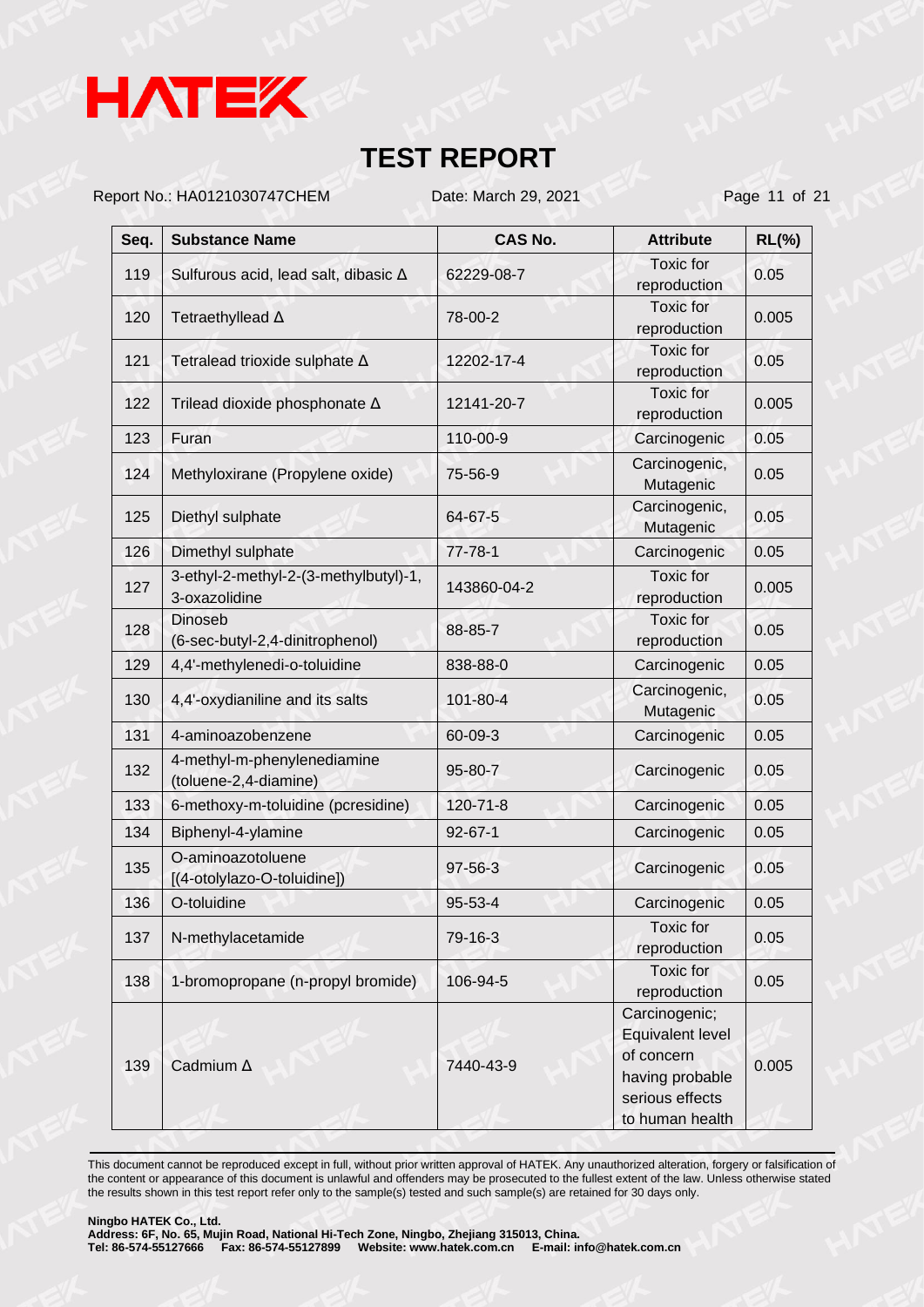# TEST REPORT

Report No.: HA0121030747CHEM Date: March 29, 2021

| Seq. | Substance Name | CAS No. | Attribute | RL(%) |
|---|---|---|---|---|
| 119 | Sulfurous acid, lead salt, dibasic Δ | 62229-08-7 | Toxic for reproduction | 0.05 |
| 120 | Tetraethyllead Δ | 78-00-2 | Toxic for reproduction | 0.005 |
| 121 | Tetralead trioxide sulphate Δ | 12202-17-4 | Toxic for reproduction | 0.05 |
| 122 | Trilead dioxide phosphonate Δ | 12141-20-7 | Toxic for reproduction | 0.005 |
| 123 | Furan | 110-00-9 | Carcinogenic | 0.05 |
| 124 | Methyloxirane (Propylene oxide) | 75-56-9 | Carcinogenic, Mutagenic | 0.05 |
| 125 | Diethyl sulphate | 64-67-5 | Carcinogenic, Mutagenic | 0.05 |
| 126 | Dimethyl sulphate | 77-78-1 | Carcinogenic | 0.05 |
| 127 | 3-ethyl-2-methyl-2-(3-methylbutyl)-1, 3-oxazolidine | 143860-04-2 | Toxic for reproduction | 0.005 |
| 128 | Dinoseb (6-sec-butyl-2,4-dinitrophenol) | 88-85-7 | Toxic for reproduction | 0.05 |
| 129 | 4,4'-methylenedi-o-toluidine | 838-88-0 | Carcinogenic | 0.05 |
| 130 | 4,4'-oxydianiline and its salts | 101-80-4 | Carcinogenic, Mutagenic | 0.05 |
| 131 | 4-aminoazobenzene | 60-09-3 | Carcinogenic | 0.05 |
| 132 | 4-methyl-m-phenylenediamine (toluene-2,4-diamine) | 95-80-7 | Carcinogenic | 0.05 |
| 133 | 6-methoxy-m-toluidine (pcresidine) | 120-71-8 | Carcinogenic | 0.05 |
| 134 | Biphenyl-4-ylamine | 92-67-1 | Carcinogenic | 0.05 |
| 135 | O-aminoazotoluene [(4-otolylazo-O-toluidine]) | 97-56-3 | Carcinogenic | 0.05 |
| 136 | O-toluidine | 95-53-4 | Carcinogenic | 0.05 |
| 137 | N-methylacetamide | 79-16-3 | Toxic for reproduction | 0.05 |
| 138 | 1-bromopropane (n-propyl bromide) | 106-94-5 | Toxic for reproduction | 0.05 |
| 139 | Cadmium Δ | 7440-43-9 | Carcinogenic; Equivalent level of concern having probable serious effects to human health | 0.005 |

This document cannot be reproduced except in full, without prior written approval of HATEK. Any unauthorized alteration, forgery or falsification of the content or appearance of this document is unlawful and offenders may be prosecuted to the fullest extent of the law. Unless otherwise stated the results shown in this test report refer only to the sample(s) tested and such sample(s) are retained for 30 days only.

**Ningbo HATEK Co., Ltd.**
**Address: 6F, No. 65, Mujin Road, National Hi-Tech Zone, Ningbo, Zhejiang 315013, China.**
**Tel: 86-574-55127666 Fax: 86-574-55127899 Website: www.hatek.com.cn E-mail: info@hatek.com.cn**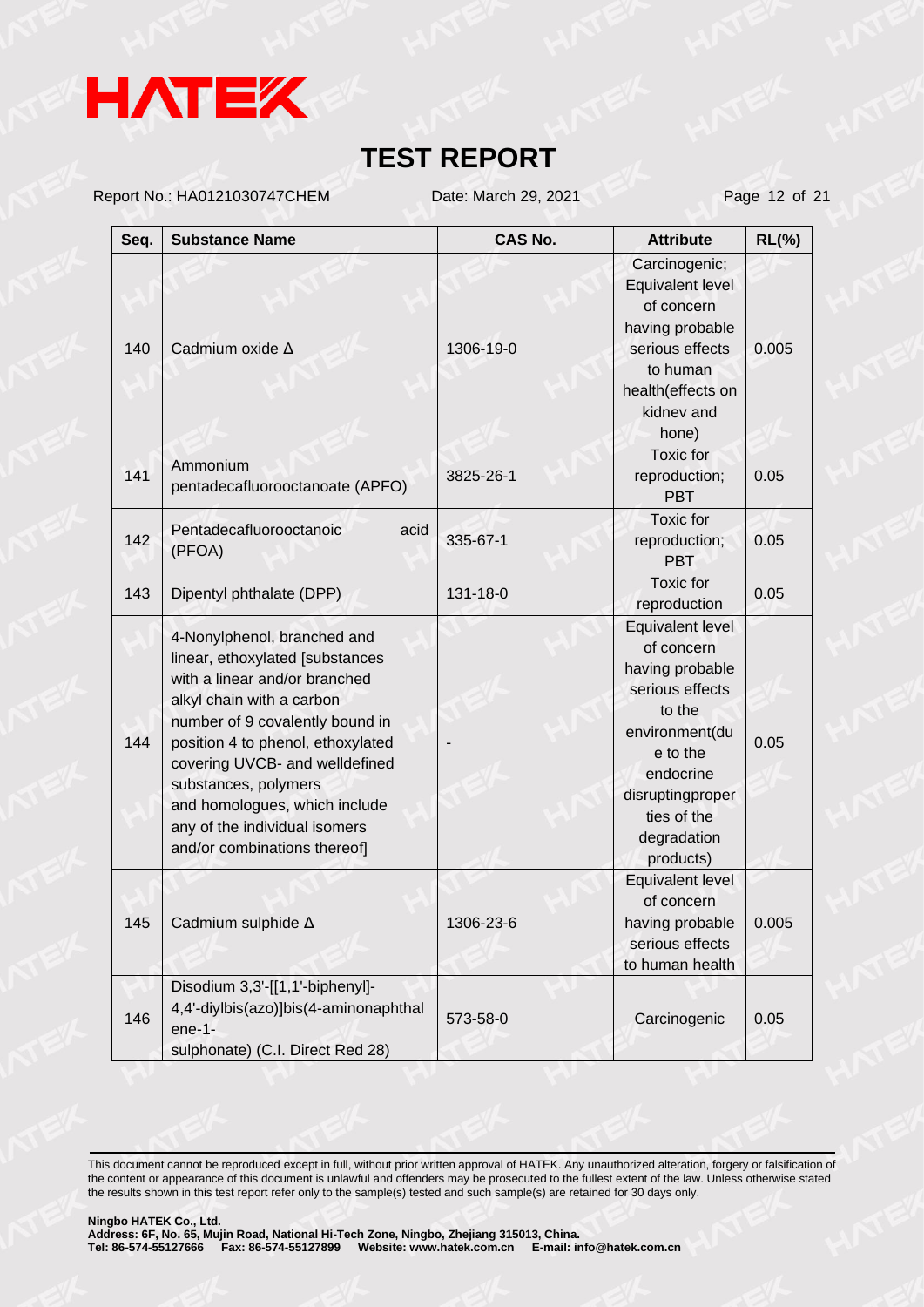# TEST REPORT

Report No.: HA0121030747CHEM Date: March 29, 2021

| Seq. | Substance Name | CAS No. | Attribute | RL(%) |
|---|---|---|---|---|
| 140 | Cadmium oxide Δ | 1306-19-0 | Carcinogenic; Equivalent level of concern having probable serious effects to human health(effects on kidney and bone) | 0.005 |
| 141 | Ammonium pentadecafluorooctanoate (APFO) | 3825-26-1 | Toxic for reproduction; PBT | 0.05 |
| 142 | Pentadecafluorooctanoic acid (PFOA) | 335-67-1 | Toxic for reproduction; PBT | 0.05 |
| 143 | Dipentyl phthalate (DPP) | 131-18-0 | Toxic for reproduction | 0.05 |
| 144 | 4-Nonylphenol, branched and linear, ethoxylated [substances with a linear and/or branched alkyl chain with a carbon number of 9 covalently bound in position 4 to phenol, ethoxylated covering UVCB- and welldefined substances, polymers and homologues, which include any of the individual isomers and/or combinations thereof] | - | Equivalent level of concern having probable serious effects to the environment(due to the endocrine disruptingproperties of the degradation products) | 0.05 |
| 145 | Cadmium sulphide Δ | 1306-23-6 | Equivalent level of concern having probable serious effects to human health | 0.005 |
| 146 | Disodium 3,3'-[[1,1'-biphenyl]-4,4'-diylbis(azo)]bis(4-aminonaphthalene-1-sulphonate) (C.I. Direct Red 28) | 573-58-0 | Carcinogenic | 0.05 |

This document cannot be reproduced except in full, without prior written approval of HATEK. Any unauthorized alteration, forgery or falsification of the content or appearance of this document is unlawful and offenders may be prosecuted to the fullest extent of the law. Unless otherwise stated the results shown in this test report refer only to the sample(s) tested and such sample(s) are retained for 30 days only.

**Ningbo HATEK Co., Ltd.**
**Address: 6F, No. 65, Mujin Road, National Hi-Tech Zone, Ningbo, Zhejiang 315013, China.**
**Tel: 86-574-55127666 Fax: 86-574-55127899 Website: www.hatek.com.cn E-mail: info@hatek.com.cn**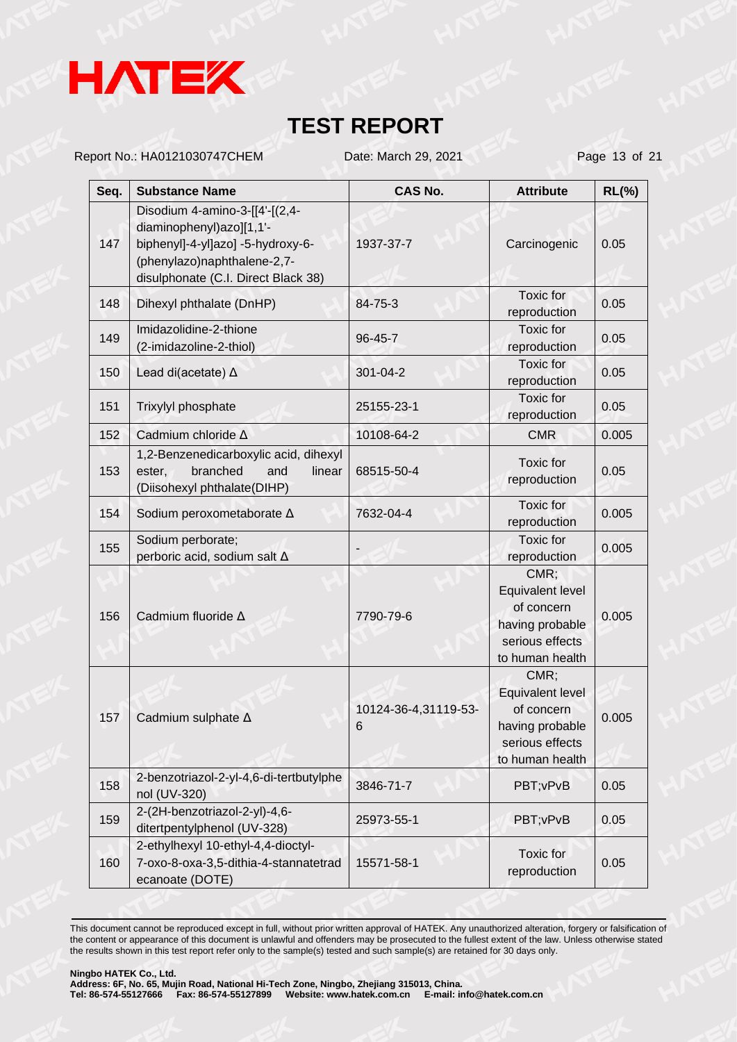# TEST REPORT

Report No.: HA0121030747CHEM    Date: March 29, 2021

| Seq. | Substance Name | CAS No. | Attribute | RL(%) |
|---|---|---|---|---|
| 147 | Disodium 4-amino-3-[[4'-[(2,4-diaminophenyl)azo][1,1'-biphenyl]-4-yl]azo] -5-hydroxy-6-(phenylazo)naphthalene-2,7-disulphonate (C.I. Direct Black 38) | 1937-37-7 | Carcinogenic | 0.05 |
| 148 | Dihexyl phthalate (DnHP) | 84-75-3 | Toxic for reproduction | 0.05 |
| 149 | Imidazolidine-2-thione (2-imidazoline-2-thiol) | 96-45-7 | Toxic for reproduction | 0.05 |
| 150 | Lead di(acetate) Δ | 301-04-2 | Toxic for reproduction | 0.05 |
| 151 | Trixylyl phosphate | 25155-23-1 | Toxic for reproduction | 0.05 |
| 152 | Cadmium chloride Δ | 10108-64-2 | CMR | 0.005 |
| 153 | 1,2-Benzenedicarboxylic acid, dihexyl ester, branched and linear (Diisohexyl phthalate(DIHP) | 68515-50-4 | Toxic for reproduction | 0.05 |
| 154 | Sodium peroxometaborate Δ | 7632-04-4 | Toxic for reproduction | 0.005 |
| 155 | Sodium perborate; perboric acid, sodium salt Δ | - | Toxic for reproduction | 0.005 |
| 156 | Cadmium fluoride Δ | 7790-79-6 | CMR; Equivalent level of concern having probable serious effects to human health | 0.005 |
| 157 | Cadmium sulphate Δ | 10124-36-4,31119-53-6 | CMR; Equivalent level of concern having probable serious effects to human health | 0.005 |
| 158 | 2-benzotriazol-2-yl-4,6-di-tertbutylphenol (UV-320) | 3846-71-7 | PBT;vPvB | 0.05 |
| 159 | 2-(2H-benzotriazol-2-yl)-4,6-ditertpentylphenol (UV-328) | 25973-55-1 | PBT;vPvB | 0.05 |
| 160 | 2-ethylhexyl 10-ethyl-4,4-dioctyl-7-oxo-8-oxa-3,5-dithia-4-stannatetradecanoate (DOTE) | 15571-58-1 | Toxic for reproduction | 0.05 |

This document cannot be reproduced except in full, without prior written approval of HATEK. Any unauthorized alteration, forgery or falsification of the content or appearance of this document is unlawful and offenders may be prosecuted to the fullest extent of the law. Unless otherwise stated the results shown in this test report refer only to the sample(s) tested and such sample(s) are retained for 30 days only.

**Ningbo HATEK Co., Ltd.**
**Address: 6F, No. 65, Mujin Road, National Hi-Tech Zone, Ningbo, Zhejiang 315013, China.**
**Tel: 86-574-55127666    Fax: 86-574-55127899    Website: www.hatek.com.cn    E-mail: info@hatek.com.cn**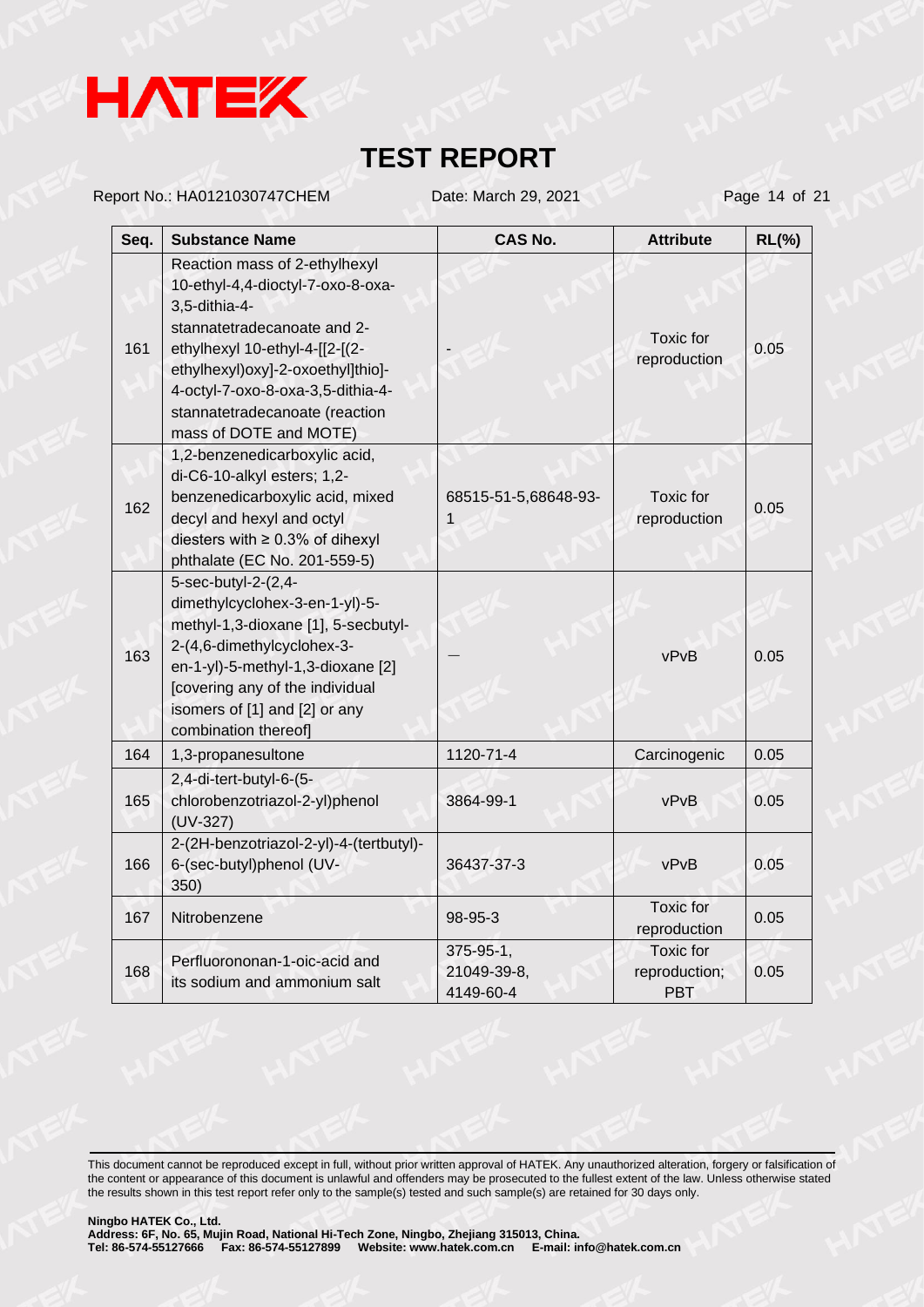| Seq. | Substance Name | CAS No. | Attribute | RL(%) |
|---|---|---|---|---|
| 161 | Reaction mass of 2-ethylhexyl 10-ethyl-4,4-dioctyl-7-oxo-8-oxa-3,5-dithia-4-stannatetradecanoate and 2-ethylhexyl 10-ethyl-4-[[2-[(2-ethylhexyl)oxy]-2-oxoethyl]thio]-4-octyl-7-oxo-8-oxa-3,5-dithia-4-stannatetradecanoate (reaction mass of DOTE and MOTE) | - | Toxic for reproduction | 0.05 |
| 162 | 1,2-benzenedicarboxylic acid, di-C6-10-alkyl esters; 1,2-benzenedicarboxylic acid, mixed decyl and hexyl and octyl diesters with ≥ 0.3% of dihexyl phthalate (EC No. 201-559-5) | 68515-51-5,68648-93-1 | Toxic for reproduction | 0.05 |
| 163 | 5-sec-butyl-2-(2,4-dimethylcyclohex-3-en-1-yl)-5-methyl-1,3-dioxane [1], 5-secbutyl-2-(4,6-dimethylcyclohex-3-en-1-yl)-5-methyl-1,3-dioxane [2] [covering any of the individual isomers of [1] and [2] or any combination thereof] | — | vPvB | 0.05 |
| 164 | 1,3-propanesultone | 1120-71-4 | Carcinogenic | 0.05 |
| 165 | 2,4-di-tert-butyl-6-(5-chlorobenzotriazol-2-yl)phenol (UV-327) | 3864-99-1 | vPvB | 0.05 |
| 166 | 2-(2H-benzotriazol-2-yl)-4-(tertbutyl)-6-(sec-butyl)phenol (UV-350) | 36437-37-3 | vPvB | 0.05 |
| 167 | Nitrobenzene | 98-95-3 | Toxic for reproduction | 0.05 |
| 168 | Perfluorononan-1-oic-acid and its sodium and ammonium salt | 375-95-1, 21049-39-8, 4149-60-4 | Toxic for reproduction; PBT | 0.05 |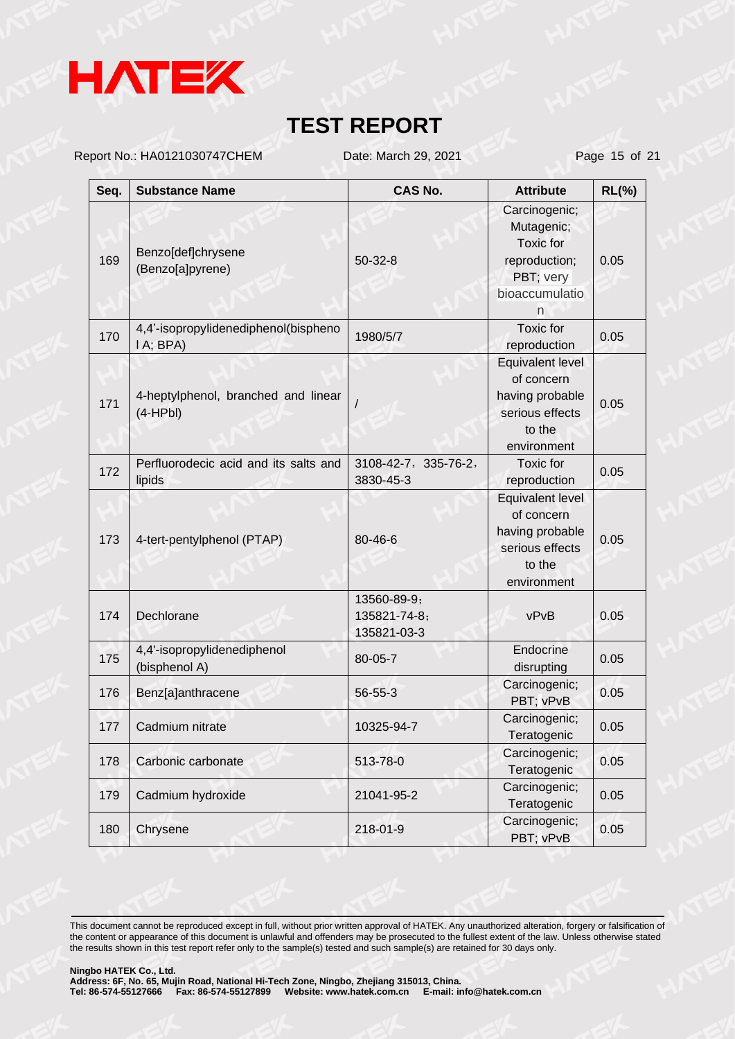| Seq. | Substance Name | CAS No. | Attribute | RL(%) |
|---|---|---|---|---|
| 169 | Benzo[def]chrysene (Benzo[a]pyrene) | 50-32-8 | Carcinogenic; Mutagenic; Toxic for reproduction; PBT; very bioaccumulation | 0.05 |
| 170 | 4,4'-isopropylidenediphenol(bisphenol A; BPA) | 1980/5/7 | Toxic for reproduction | 0.05 |
| 171 | 4-heptylphenol, branched and linear (4-HPbl) | / | Equivalent level of concern having probable serious effects to the environment | 0.05 |
| 172 | Perfluorodecic acid and its salts and lipids | 3108-42-7，335-76-2，3830-45-3 | Toxic for reproduction | 0.05 |
| 173 | 4-tert-pentylphenol (PTAP) | 80-46-6 | Equivalent level of concern having probable serious effects to the environment | 0.05 |
| 174 | Dechlorane | 13560-89-9；135821-74-8；135821-03-3 | vPvB | 0.05 |
| 175 | 4,4'-isopropylidenediphenol (bisphenol A) | 80-05-7 | Endocrine disrupting | 0.05 |
| 176 | Benz[a]anthracene | 56-55-3 | Carcinogenic; PBT; vPvB | 0.05 |
| 177 | Cadmium nitrate | 10325-94-7 | Carcinogenic; Teratogenic | 0.05 |
| 178 | Carbonic carbonate | 513-78-0 | Carcinogenic; Teratogenic | 0.05 |
| 179 | Cadmium hydroxide | 21041-95-2 | Carcinogenic; Teratogenic | 0.05 |
| 180 | Chrysene | 218-01-9 | Carcinogenic; PBT; vPvB | 0.05 |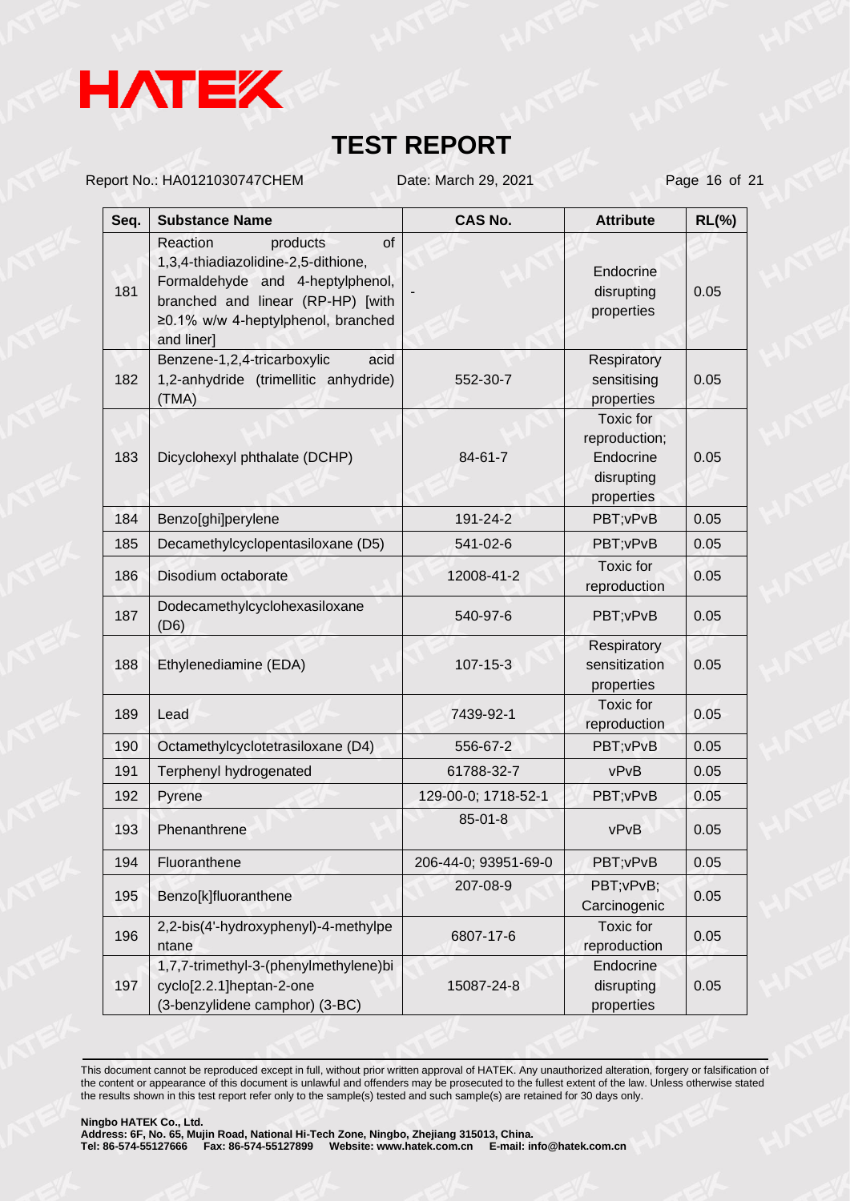# TEST REPORT

Report No.: HA0121030747CHEM Date: March 29, 2021

| Seq. | Substance Name | CAS No. | Attribute | RL(%) |
|---|---|---|---|---|
| 181 | Reaction products of 1,3,4-thiadiazolidine-2,5-dithione, Formaldehyde and 4-heptylphenol, branched and linear (RP-HP) [with ≥0.1% w/w 4-heptylphenol, branched and liner] | - | Endocrine disrupting properties | 0.05 |
| 182 | Benzene-1,2,4-tricarboxylic acid 1,2-anhydride (trimellitic anhydride) (TMA) | 552-30-7 | Respiratory sensitising properties | 0.05 |
| 183 | Dicyclohexyl phthalate (DCHP) | 84-61-7 | Toxic for reproduction; Endocrine disrupting properties | 0.05 |
| 184 | Benzo[ghi]perylene | 191-24-2 | PBT;vPvB | 0.05 |
| 185 | Decamethylcyclopentasiloxane (D5) | 541-02-6 | PBT;vPvB | 0.05 |
| 186 | Disodium octaborate | 12008-41-2 | Toxic for reproduction | 0.05 |
| 187 | Dodecamethylcyclohexasiloxane (D6) | 540-97-6 | PBT;vPvB | 0.05 |
| 188 | Ethylenediamine (EDA) | 107-15-3 | Respiratory sensitization properties | 0.05 |
| 189 | Lead | 7439-92-1 | Toxic for reproduction | 0.05 |
| 190 | Octamethylcyclotetrasiloxane (D4) | 556-67-2 | PBT;vPvB | 0.05 |
| 191 | Terphenyl hydrogenated | 61788-32-7 | vPvB | 0.05 |
| 192 | Pyrene | 129-00-0; 1718-52-1 | PBT;vPvB | 0.05 |
| 193 | Phenanthrene | 85-01-8 | vPvB | 0.05 |
| 194 | Fluoranthene | 206-44-0; 93951-69-0 | PBT;vPvB | 0.05 |
| 195 | Benzo[k]fluoranthene | 207-08-9 | PBT;vPvB; Carcinogenic | 0.05 |
| 196 | 2,2-bis(4'-hydroxyphenyl)-4-methylpentane | 6807-17-6 | Toxic for reproduction | 0.05 |
| 197 | 1,7,7-trimethyl-3-(phenylmethylene)bicyclo[2.2.1]heptan-2-one (3-benzylidene camphor) (3-BC) | 15087-24-8 | Endocrine disrupting properties | 0.05 |

This document cannot be reproduced except in full, without prior written approval of HATEK. Any unauthorized alteration, forgery or falsification of the content or appearance of this document is unlawful and offenders may be prosecuted to the fullest extent of the law. Unless otherwise stated the results shown in this test report refer only to the sample(s) tested and such sample(s) are retained for 30 days only.

**Ningbo HATEK Co., Ltd.**
**Address: 6F, No. 65, Mujin Road, National Hi-Tech Zone, Ningbo, Zhejiang 315013, China.**
**Tel: 86-574-55127666 Fax: 86-574-55127899 Website: www.hatek.com.cn E-mail: info@hatek.com.cn**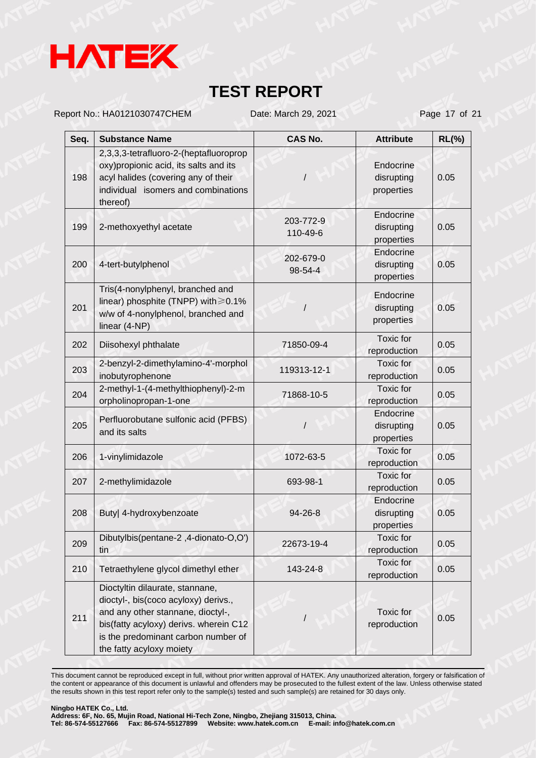# HATEK

## TEST REPORT

Report No.: HA0121030747CHEM Date: March 29, 2021

| Seq. | Substance Name | CAS No. | Attribute | RL(%) |
|---|---|---|---|---|
| 198 | 2,3,3,3-tetrafluoro-2-(heptafluoropropoxy)propionic acid, its salts and its acyl halides (covering any of their individual isomers and combinations thereof) | / | Endocrine disrupting properties | 0.05 |
| 199 | 2-methoxyethyl acetate | 203-772-9<br>110-49-6 | Endocrine disrupting properties | 0.05 |
| 200 | 4-tert-butylphenol | 202-679-0<br>98-54-4 | Endocrine disrupting properties | 0.05 |
| 201 | Tris(4-nonylphenyl, branched and linear) phosphite (TNPP) with≥0.1% w/w of 4-nonylphenol, branched and linear (4-NP) | / | Endocrine disrupting properties | 0.05 |
| 202 | Diisohexyl phthalate | 71850-09-4 | Toxic for reproduction | 0.05 |
| 203 | 2-benzyl-2-dimethylamino-4'-morpholinobutyrophenone | 119313-12-1 | Toxic for reproduction | 0.05 |
| 204 | 2-methyl-1-(4-methylthiophenyl)-2-morpholinopropan-1-one | 71868-10-5 | Toxic for reproduction | 0.05 |
| 205 | Perfluorobutane sulfonic acid (PFBS) and its salts | / | Endocrine disrupting properties | 0.05 |
| 206 | 1-vinylimidazole | 1072-63-5 | Toxic for reproduction | 0.05 |
| 207 | 2-methylimidazole | 693-98-1 | Toxic for reproduction | 0.05 |
| 208 | Buty\| 4-hydroxybenzoate | 94-26-8 | Endocrine disrupting properties | 0.05 |
| 209 | Dibutylbis(pentane-2 ,4-dionato-O,O') tin | 22673-19-4 | Toxic for reproduction | 0.05 |
| 210 | Tetraethylene glycol dimethyl ether | 143-24-8 | Toxic for reproduction | 0.05 |
| 211 | Dioctyltin dilaurate, stannane, dioctyl-, bis(coco acyloxy) derivs., and any other stannane, dioctyl-, bis(fatty acyloxy) derivs. wherein C12 is the predominant carbon number of the fatty acyloxy moiety | / | Toxic for reproduction | 0.05 |

This document cannot be reproduced except in full, without prior written approval of HATEK. Any unauthorized alteration, forgery or falsification of the content or appearance of this document is unlawful and offenders may be prosecuted to the fullest extent of the law. Unless otherwise stated the results shown in this test report refer only to the sample(s) tested and such sample(s) are retained for 30 days only.

**Ningbo HATEK Co., Ltd.**
**Address: 6F, No. 65, Mujin Road, National Hi-Tech Zone, Ningbo, Zhejiang 315013, China.**
**Tel: 86-574-55127666 Fax: 86-574-55127899 Website: www.hatek.com.cn E-mail: info@hatek.com.cn**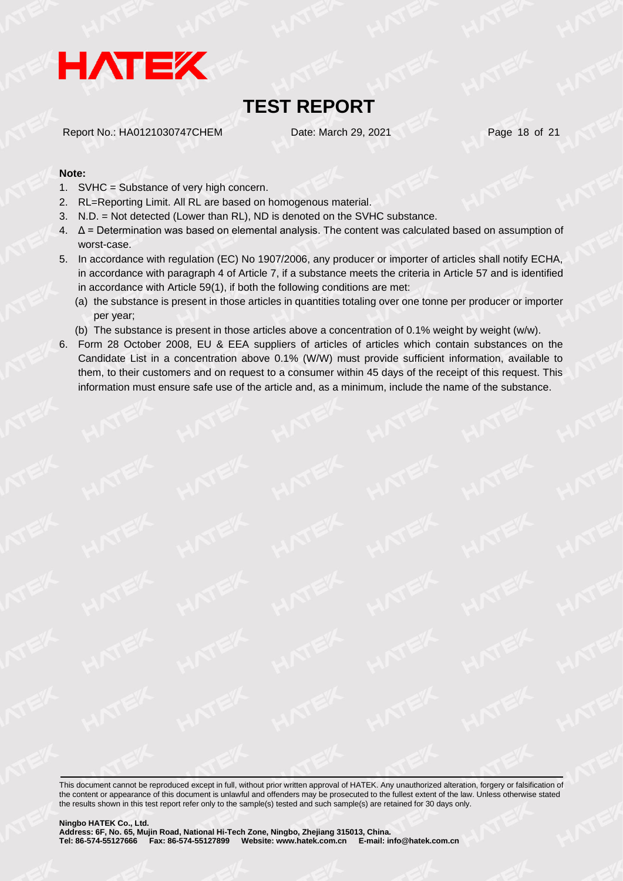**Note:**

1. SVHC = Substance of very high concern.
2. RL=Reporting Limit. All RL are based on homogenous material.
3. N.D. = Not detected (Lower than RL), ND is denoted on the SVHC substance.
4. Δ = Determination was based on elemental analysis. The content was calculated based on assumption of worst-case.
5. In accordance with regulation (EC) No 1907/2006, any producer or importer of articles shall notify ECHA, in accordance with paragraph 4 of Article 7, if a substance meets the criteria in Article 57 and is identified in accordance with Article 59(1), if both the following conditions are met:
   (a) the substance is present in those articles in quantities totaling over one tonne per producer or importer per year;
   (b) The substance is present in those articles above a concentration of 0.1% weight by weight (w/w).
6. Form 28 October 2008, EU & EEA suppliers of articles of articles which contain substances on the Candidate List in a concentration above 0.1% (W/W) must provide sufficient information, available to them, to their customers and on request to a consumer within 45 days of the receipt of this request. This information must ensure safe use of the article and, as a minimum, include the name of the substance.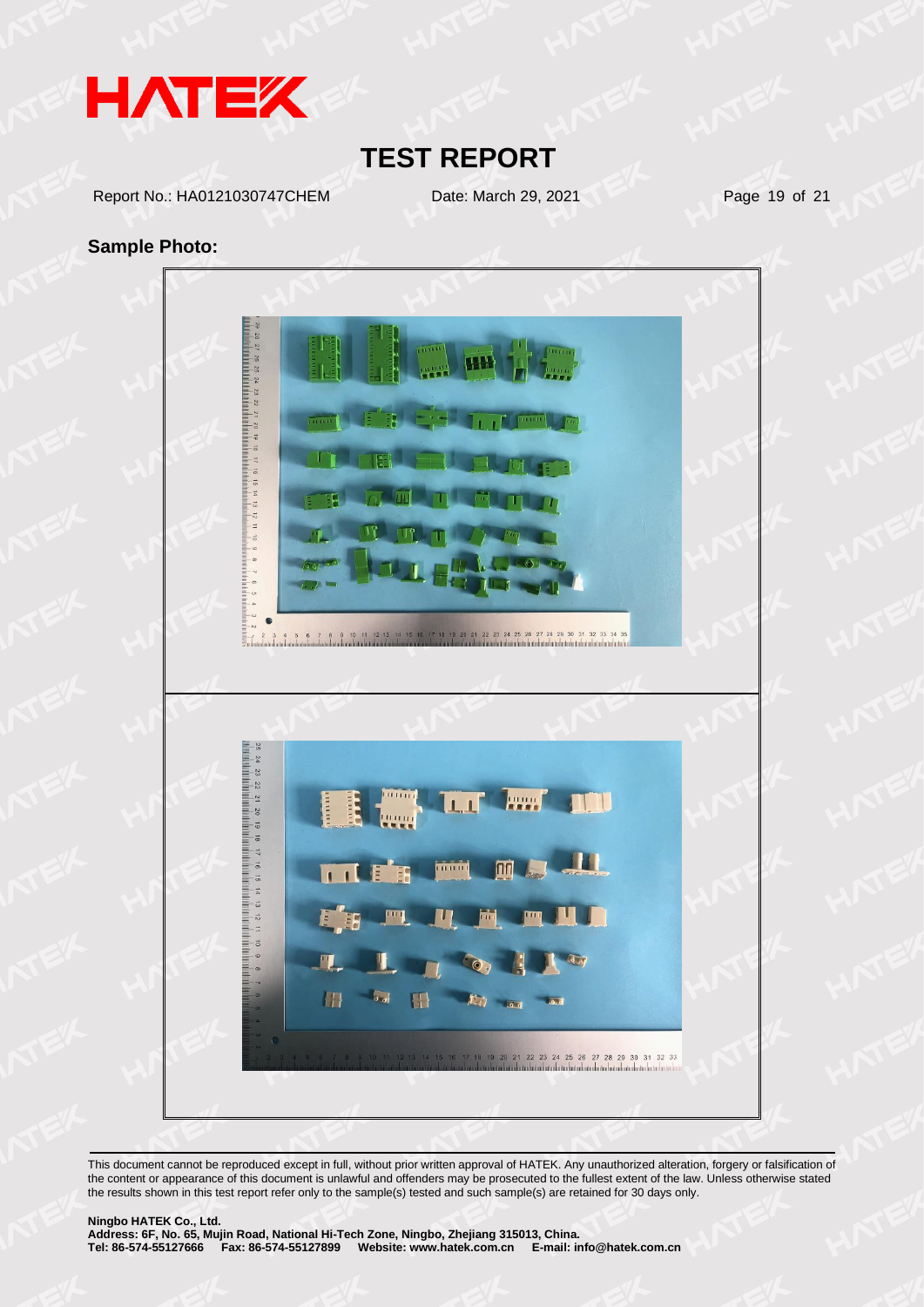# TEST REPORT

Report No.: HA0121030747CHEM    Date: March 29, 2021

**Sample Photo:**

This document cannot be reproduced except in full, without prior written approval of HATEK. Any unauthorized alteration, forgery or falsification of the content or appearance of this document is unlawful and offenders may be prosecuted to the fullest extent of the law. Unless otherwise stated the results shown in this test report refer only to the sample(s) tested and such sample(s) are retained for 30 days only.

**Ningbo HATEK Co., Ltd.**
**Address: 6F, No. 65, Mujin Road, National Hi-Tech Zone, Ningbo, Zhejiang 315013, China.**
**Tel: 86-574-55127666 Fax: 86-574-55127899 Website: www.hatek.com.cn E-mail: info@hatek.com.cn**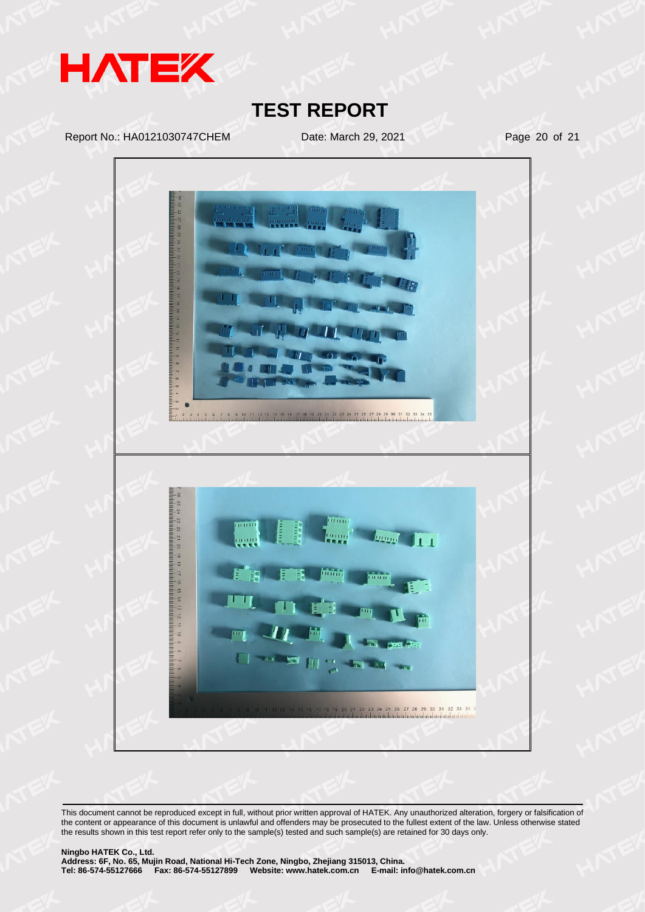This document cannot be reproduced except in full, without prior written approval of HATEK. Any unauthorized alteration, forgery or falsification of the content or appearance of this document is unlawful and offenders may be prosecuted to the fullest extent of the law. Unless otherwise stated the results shown in this test report refer only to the sample(s) tested and such sample(s) are retained for 30 days only.

**Ningbo HATEK Co., Ltd.**
**Address: 6F, No. 65, Mujin Road, National Hi-Tech Zone, Ningbo, Zhejiang 315013, China.**
**Tel: 86-574-55127666 Fax: 86-574-55127899 Website: www.hatek.com.cn E-mail: info@hatek.com.cn**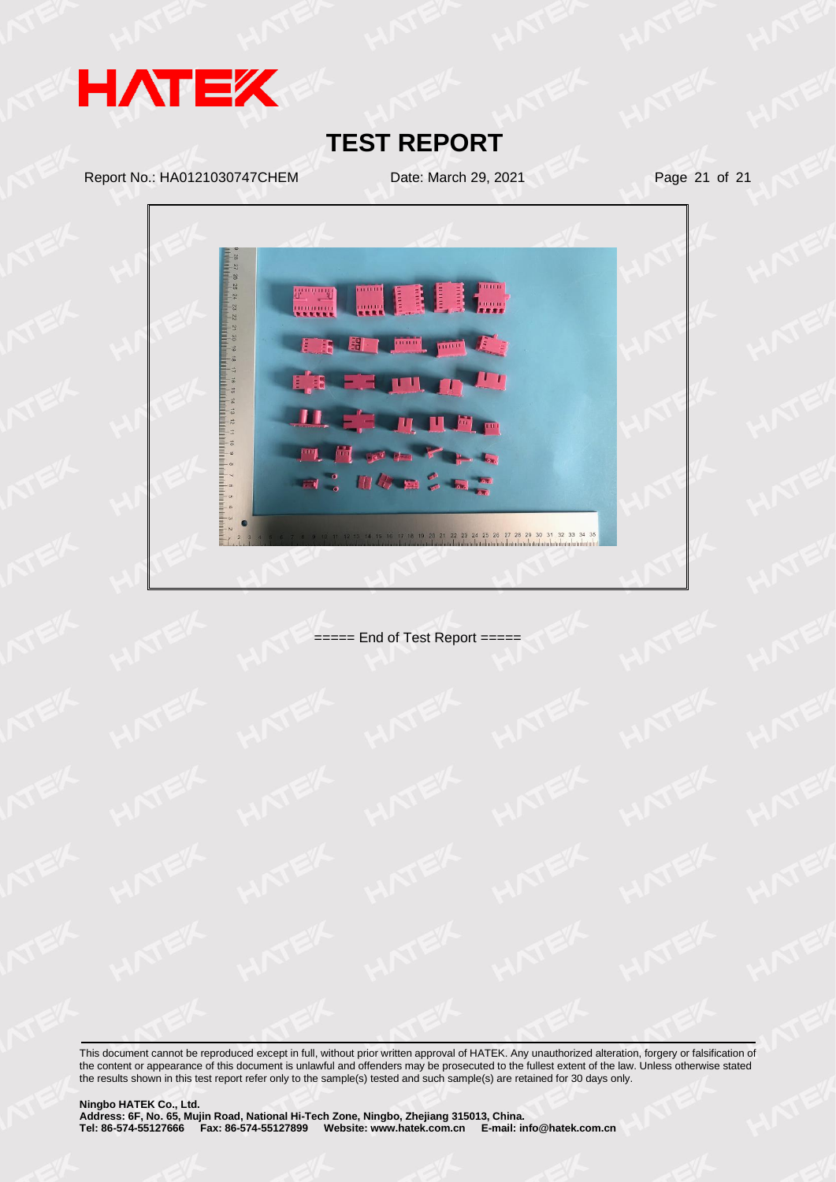===== End of Test Report =====